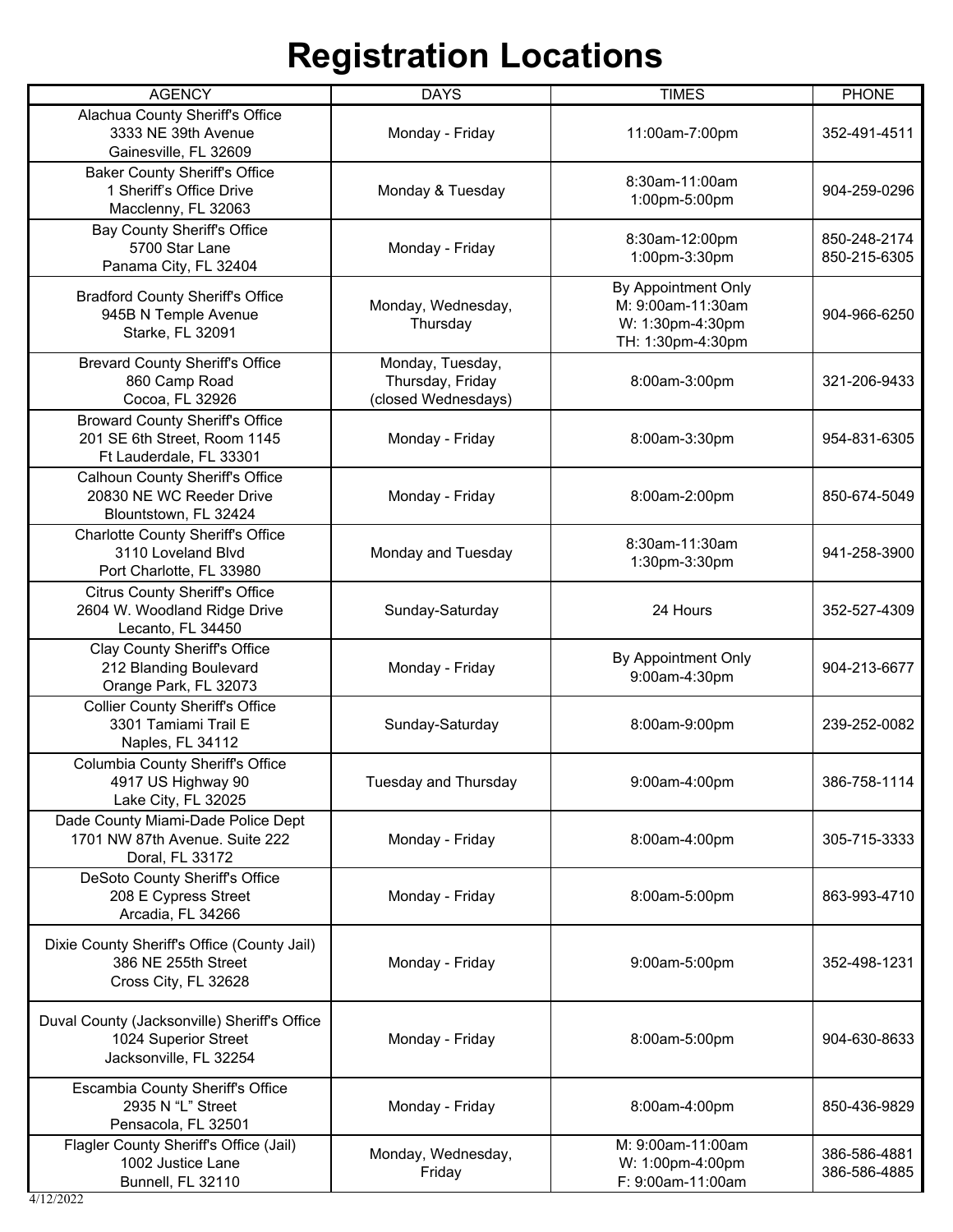# Registration Locations

| AGENCY | DAYS | TIMES | PHONE |
| --- | --- | --- | --- |
| Alachua County Sheriff's Office<br>3333 NE 39th Avenue<br>Gainesville, FL 32609 | Monday - Friday | 11:00am-7:00pm | 352-491-4511 |
| Baker County Sheriff's Office<br>1 Sheriff's Office Drive<br>Macclenny, FL 32063 | Monday & Tuesday | 8:30am-11:00am<br>1:00pm-5:00pm | 904-259-0296 |
| Bay County Sheriff's Office<br>5700 Star Lane<br>Panama City, FL 32404 | Monday - Friday | 8:30am-12:00pm<br>1:00pm-3:30pm | 850-248-2174<br>850-215-6305 |
| Bradford County Sheriff's Office<br>945B N Temple Avenue<br>Starke, FL 32091 | Monday, Wednesday, Thursday | By Appointment Only<br>M: 9:00am-11:30am<br>W: 1:30pm-4:30pm<br>TH: 1:30pm-4:30pm | 904-966-6250 |
| Brevard County Sheriff's Office<br>860 Camp Road<br>Cocoa, FL 32926 | Monday, Tuesday, Thursday, Friday<br>(closed Wednesdays) | 8:00am-3:00pm | 321-206-9433 |
| Broward County Sheriff's Office<br>201 SE 6th Street, Room 1145<br>Ft Lauderdale, FL 33301 | Monday - Friday | 8:00am-3:30pm | 954-831-6305 |
| Calhoun County Sheriff's Office<br>20830 NE WC Reeder Drive<br>Blountstown, FL 32424 | Monday - Friday | 8:00am-2:00pm | 850-674-5049 |
| Charlotte County Sheriff's Office<br>3110 Loveland Blvd<br>Port Charlotte, FL 33980 | Monday and Tuesday | 8:30am-11:30am<br>1:30pm-3:30pm | 941-258-3900 |
| Citrus County Sheriff's Office<br>2604 W. Woodland Ridge Drive<br>Lecanto, FL 34450 | Sunday-Saturday | 24 Hours | 352-527-4309 |
| Clay County Sheriff's Office<br>212 Blanding Boulevard<br>Orange Park, FL 32073 | Monday - Friday | By Appointment Only<br>9:00am-4:30pm | 904-213-6677 |
| Collier County Sheriff's Office<br>3301 Tamiami Trail E<br>Naples, FL 34112 | Sunday-Saturday | 8:00am-9:00pm | 239-252-0082 |
| Columbia County Sheriff's Office<br>4917 US Highway 90<br>Lake City, FL 32025 | Tuesday and Thursday | 9:00am-4:00pm | 386-758-1114 |
| Dade County Miami-Dade Police Dept<br>1701 NW 87th Avenue. Suite 222<br>Doral, FL 33172 | Monday - Friday | 8:00am-4:00pm | 305-715-3333 |
| DeSoto County Sheriff's Office<br>208 E Cypress Street<br>Arcadia, FL 34266 | Monday - Friday | 8:00am-5:00pm | 863-993-4710 |
| Dixie County Sheriff's Office (County Jail)<br>386 NE 255th Street<br>Cross City, FL 32628 | Monday - Friday | 9:00am-5:00pm | 352-498-1231 |
| Duval County (Jacksonville) Sheriff's Office<br>1024 Superior Street<br>Jacksonville, FL 32254 | Monday - Friday | 8:00am-5:00pm | 904-630-8633 |
| Escambia County Sheriff's Office<br>2935 N "L" Street<br>Pensacola, FL 32501 | Monday - Friday | 8:00am-4:00pm | 850-436-9829 |
| Flagler County Sheriff's Office (Jail)<br>1002 Justice Lane<br>Bunnell, FL 32110 | Monday, Wednesday, Friday | M: 9:00am-11:00am<br>W: 1:00pm-4:00pm<br>F: 9:00am-11:00am | 386-586-4881<br>386-586-4885 |

4/12/2022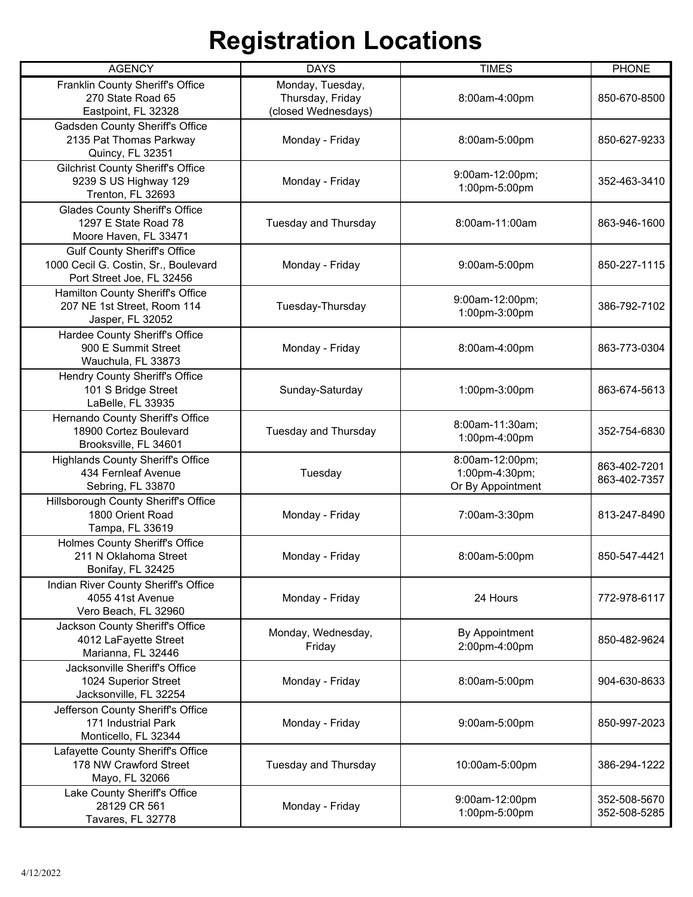# Registration Locations

| AGENCY | DAYS | TIMES | PHONE |
|---|---|---|---|
| Franklin County Sheriff's Office<br>270 State Road 65<br>Eastpoint, FL 32328 | Monday, Tuesday, Thursday, Friday (closed Wednesdays) | 8:00am-4:00pm | 850-670-8500 |
| Gadsden County Sheriff's Office<br>2135 Pat Thomas Parkway<br>Quincy, FL 32351 | Monday - Friday | 8:00am-5:00pm | 850-627-9233 |
| Gilchrist County Sheriff's Office<br>9239 S US Highway 129<br>Trenton, FL 32693 | Monday - Friday | 9:00am-12:00pm;<br>1:00pm-5:00pm | 352-463-3410 |
| Glades County Sheriff's Office<br>1297 E State Road 78<br>Moore Haven, FL 33471 | Tuesday and Thursday | 8:00am-11:00am | 863-946-1600 |
| Gulf County Sheriff's Office<br>1000 Cecil G. Costin, Sr., Boulevard<br>Port Street Joe, FL 32456 | Monday - Friday | 9:00am-5:00pm | 850-227-1115 |
| Hamilton County Sheriff's Office<br>207 NE 1st Street, Room 114<br>Jasper, FL 32052 | Tuesday-Thursday | 9:00am-12:00pm;<br>1:00pm-3:00pm | 386-792-7102 |
| Hardee County Sheriff's Office<br>900 E Summit Street<br>Wauchula, FL 33873 | Monday - Friday | 8:00am-4:00pm | 863-773-0304 |
| Hendry County Sheriff's Office<br>101 S Bridge Street<br>LaBelle, FL 33935 | Sunday-Saturday | 1:00pm-3:00pm | 863-674-5613 |
| Hernando County Sheriff's Office<br>18900 Cortez Boulevard<br>Brooksville, FL 34601 | Tuesday and Thursday | 8:00am-11:30am;<br>1:00pm-4:00pm | 352-754-6830 |
| Highlands County Sheriff's Office<br>434 Fernleaf Avenue<br>Sebring, FL 33870 | Tuesday | 8:00am-12:00pm;<br>1:00pm-4:30pm;<br>Or By Appointment | 863-402-7201<br>863-402-7357 |
| Hillsborough County Sheriff's Office<br>1800 Orient Road<br>Tampa, FL 33619 | Monday - Friday | 7:00am-3:30pm | 813-247-8490 |
| Holmes County Sheriff's Office<br>211 N Oklahoma Street<br>Bonifay, FL 32425 | Monday - Friday | 8:00am-5:00pm | 850-547-4421 |
| Indian River County Sheriff's Office<br>4055 41st Avenue<br>Vero Beach, FL 32960 | Monday - Friday | 24 Hours | 772-978-6117 |
| Jackson County Sheriff's Office<br>4012 LaFayette Street<br>Marianna, FL 32446 | Monday, Wednesday, Friday | By Appointment<br>2:00pm-4:00pm | 850-482-9624 |
| Jacksonville Sheriff's Office<br>1024 Superior Street<br>Jacksonville, FL 32254 | Monday - Friday | 8:00am-5:00pm | 904-630-8633 |
| Jefferson County Sheriff's Office<br>171 Industrial Park<br>Monticello, FL 32344 | Monday - Friday | 9:00am-5:00pm | 850-997-2023 |
| Lafayette County Sheriff's Office<br>178 NW Crawford Street<br>Mayo, FL 32066 | Tuesday and Thursday | 10:00am-5:00pm | 386-294-1222 |
| Lake County Sheriff's Office<br>28129 CR 561<br>Tavares, FL 32778 | Monday - Friday | 9:00am-12:00pm<br>1:00pm-5:00pm | 352-508-5670<br>352-508-5285 |

4/12/2022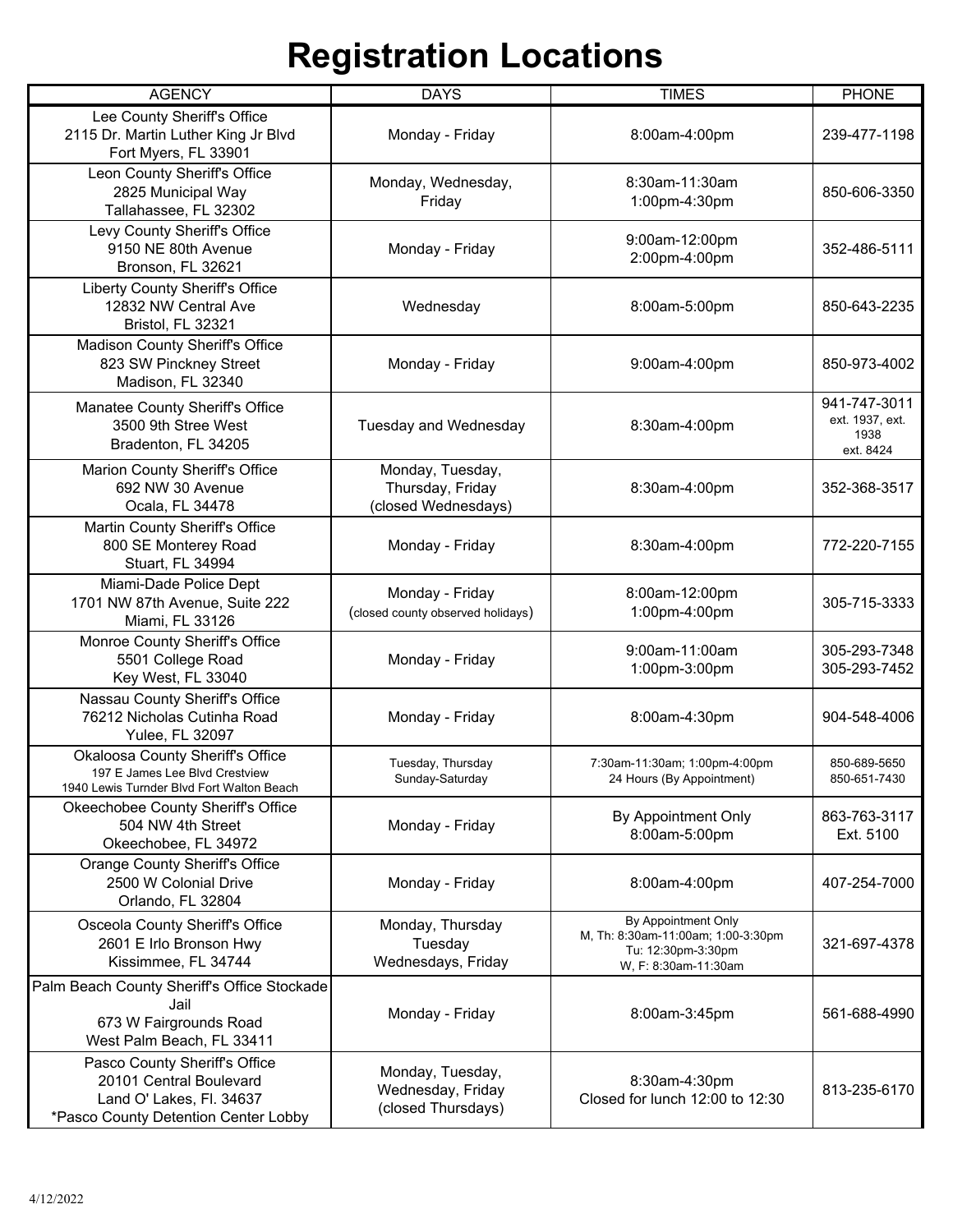# Registration Locations

| AGENCY | DAYS | TIMES | PHONE |
|---|---|---|---|
| Lee County Sheriff's Office<br>2115 Dr. Martin Luther King Jr Blvd<br>Fort Myers, FL 33901 | Monday - Friday | 8:00am-4:00pm | 239-477-1198 |
| Leon County Sheriff's Office<br>2825 Municipal Way<br>Tallahassee, FL 32302 | Monday, Wednesday, Friday | 8:30am-11:30am<br>1:00pm-4:30pm | 850-606-3350 |
| Levy County Sheriff's Office<br>9150 NE 80th Avenue<br>Bronson, FL 32621 | Monday - Friday | 9:00am-12:00pm<br>2:00pm-4:00pm | 352-486-5111 |
| Liberty County Sheriff's Office<br>12832 NW Central Ave<br>Bristol, FL 32321 | Wednesday | 8:00am-5:00pm | 850-643-2235 |
| Madison County Sheriff's Office<br>823 SW Pinckney Street<br>Madison, FL 32340 | Monday - Friday | 9:00am-4:00pm | 850-973-4002 |
| Manatee County Sheriff's Office<br>3500 9th Stree West<br>Bradenton, FL 34205 | Tuesday and Wednesday | 8:30am-4:00pm | 941-747-3011<br>ext. 1937, ext. 1938<br>ext. 8424 |
| Marion County Sheriff's Office<br>692 NW 30 Avenue<br>Ocala, FL 34478 | Monday, Tuesday, Thursday, Friday<br>(closed Wednesdays) | 8:30am-4:00pm | 352-368-3517 |
| Martin County Sheriff's Office<br>800 SE Monterey Road<br>Stuart, FL 34994 | Monday - Friday | 8:30am-4:00pm | 772-220-7155 |
| Miami-Dade Police Dept<br>1701 NW 87th Avenue, Suite 222<br>Miami, FL 33126 | Monday - Friday<br>(closed county observed holidays) | 8:00am-12:00pm<br>1:00pm-4:00pm | 305-715-3333 |
| Monroe County Sheriff's Office<br>5501 College Road<br>Key West, FL 33040 | Monday - Friday | 9:00am-11:00am<br>1:00pm-3:00pm | 305-293-7348<br>305-293-7452 |
| Nassau County Sheriff's Office<br>76212 Nicholas Cutinha Road<br>Yulee, FL 32097 | Monday - Friday | 8:00am-4:30pm | 904-548-4006 |
| Okaloosa County Sheriff's Office<br>197 E James Lee Blvd Crestview<br>1940 Lewis Turnder Blvd Fort Walton Beach | Tuesday, Thursday<br>Sunday-Saturday | 7:30am-11:30am; 1:00pm-4:00pm<br>24 Hours (By Appointment) | 850-689-5650<br>850-651-7430 |
| Okeechobee County Sheriff's Office<br>504 NW 4th Street<br>Okeechobee, FL 34972 | Monday - Friday | By Appointment Only<br>8:00am-5:00pm | 863-763-3117<br>Ext. 5100 |
| Orange County Sheriff's Office<br>2500 W Colonial Drive<br>Orlando, FL 32804 | Monday - Friday | 8:00am-4:00pm | 407-254-7000 |
| Osceola County Sheriff's Office<br>2601 E Irlo Bronson Hwy<br>Kissimmee, FL 34744 | Monday, Thursday<br>Tuesday<br>Wednesdays, Friday | By Appointment Only<br>M, Th: 8:30am-11:00am; 1:00-3:30pm<br>Tu: 12:30pm-3:30pm<br>W, F: 8:30am-11:30am | 321-697-4378 |
| Palm Beach County Sheriff's Office Stockade Jail<br>673 W Fairgrounds Road<br>West Palm Beach, FL 33411 | Monday - Friday | 8:00am-3:45pm | 561-688-4990 |
| Pasco County Sheriff's Office<br>20101 Central Boulevard<br>Land O' Lakes, Fl. 34637<br>*Pasco County Detention Center Lobby | Monday, Tuesday, Wednesday, Friday<br>(closed Thursdays) | 8:30am-4:30pm<br>Closed for lunch 12:00 to 12:30 | 813-235-6170 |

4/12/2022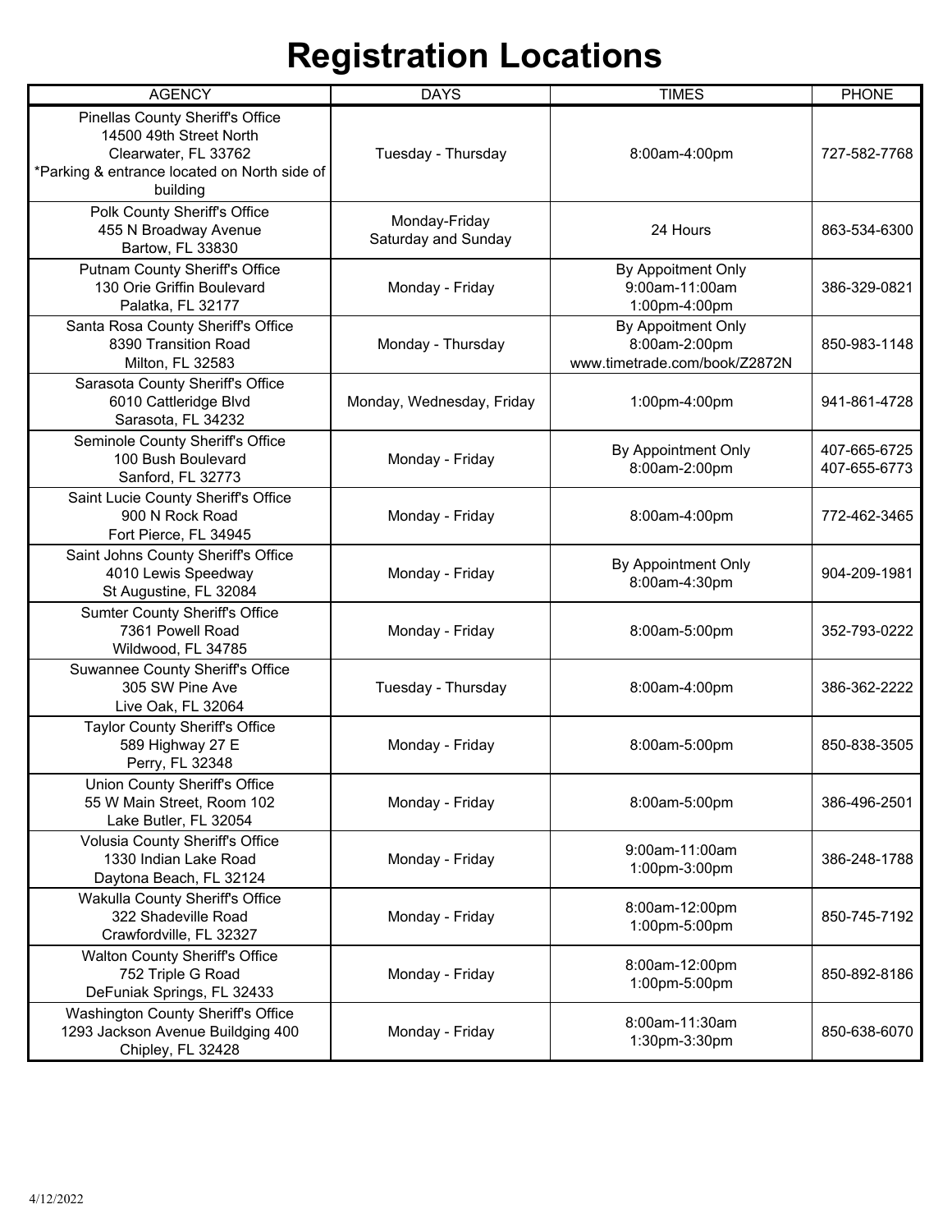# Registration Locations

| AGENCY | DAYS | TIMES | PHONE |
|---|---|---|---|
| Pinellas County Sheriff's Office<br>14500 49th Street North<br>Clearwater, FL 33762<br>*Parking & entrance located on North side of building | Tuesday - Thursday | 8:00am-4:00pm | 727-582-7768 |
| Polk County Sheriff's Office<br>455 N Broadway Avenue<br>Bartow, FL 33830 | Monday-Friday<br>Saturday and Sunday | 24 Hours | 863-534-6300 |
| Putnam County Sheriff's Office<br>130 Orie Griffin Boulevard<br>Palatka, FL 32177 | Monday - Friday | By Appoitment Only<br>9:00am-11:00am<br>1:00pm-4:00pm | 386-329-0821 |
| Santa Rosa County Sheriff's Office<br>8390 Transition Road<br>Milton, FL 32583 | Monday - Thursday | By Appoitment Only<br>8:00am-2:00pm<br>www.timetrade.com/book/Z2872N | 850-983-1148 |
| Sarasota County Sheriff's Office<br>6010 Cattleridge Blvd<br>Sarasota, FL 34232 | Monday, Wednesday, Friday | 1:00pm-4:00pm | 941-861-4728 |
| Seminole County Sheriff's Office<br>100 Bush Boulevard<br>Sanford, FL 32773 | Monday - Friday | By Appointment Only<br>8:00am-2:00pm | 407-665-6725<br>407-655-6773 |
| Saint Lucie County Sheriff's Office<br>900 N Rock Road<br>Fort Pierce, FL 34945 | Monday - Friday | 8:00am-4:00pm | 772-462-3465 |
| Saint Johns County Sheriff's Office<br>4010 Lewis Speedway<br>St Augustine, FL 32084 | Monday - Friday | By Appointment Only<br>8:00am-4:30pm | 904-209-1981 |
| Sumter County Sheriff's Office<br>7361 Powell Road<br>Wildwood, FL 34785 | Monday - Friday | 8:00am-5:00pm | 352-793-0222 |
| Suwannee County Sheriff's Office<br>305 SW Pine Ave<br>Live Oak, FL 32064 | Tuesday - Thursday | 8:00am-4:00pm | 386-362-2222 |
| Taylor County Sheriff's Office<br>589 Highway 27 E<br>Perry, FL 32348 | Monday - Friday | 8:00am-5:00pm | 850-838-3505 |
| Union County Sheriff's Office<br>55 W Main Street, Room 102<br>Lake Butler, FL 32054 | Monday - Friday | 8:00am-5:00pm | 386-496-2501 |
| Volusia County Sheriff's Office<br>1330 Indian Lake Road<br>Daytona Beach, FL 32124 | Monday - Friday | 9:00am-11:00am<br>1:00pm-3:00pm | 386-248-1788 |
| Wakulla County Sheriff's Office<br>322 Shadeville Road<br>Crawfordville, FL 32327 | Monday - Friday | 8:00am-12:00pm<br>1:00pm-5:00pm | 850-745-7192 |
| Walton County Sheriff's Office<br>752 Triple G Road<br>DeFuniak Springs, FL 32433 | Monday - Friday | 8:00am-12:00pm<br>1:00pm-5:00pm | 850-892-8186 |
| Washington County Sheriff's Office<br>1293 Jackson Avenue Buildging 400<br>Chipley, FL 32428 | Monday - Friday | 8:00am-11:30am<br>1:30pm-3:30pm | 850-638-6070 |

4/12/2022